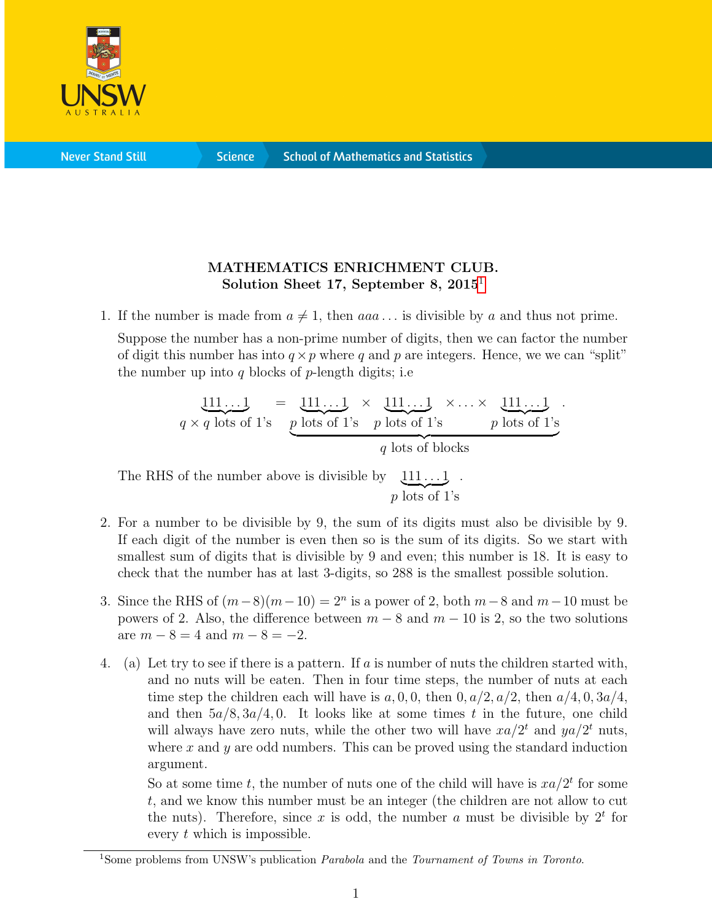**MATHEMATICS ENRICHMENT CLUB.**
**Solution Sheet 17, September 8, 2015**[1]

1. If the number is made from $a \neq 1$, then $aaa\ldots$ is divisible by $a$ and thus not prime.

   Suppose the number has a non-prime number of digits, then we can factor the number of digit this number has into $q \times p$ where $q$ and $p$ are integers. Hence, we we can "split" the number up into $q$ blocks of $p$-length digits; i.e

$$\underbrace{111\ldots1}_{q \times q \text{ lots of 1's}} = \underbrace{\underbrace{111\ldots1}_{p \text{ lots of 1's}} \times \underbrace{111\ldots1}_{p \text{ lots of 1's}} \times \ldots \times \underbrace{111\ldots1}_{p \text{ lots of 1's}}}_{q \text{ lots of blocks}}.$$

   The RHS of the number above is divisible by $\underbrace{111\ldots1}_{p \text{ lots of 1's}}$.

2. For a number to be divisible by 9, the sum of its digits must also be divisible by 9. If each digit of the number is even then so is the sum of its digits. So we start with smallest sum of digits that is divisible by 9 and even; this number is 18. It is easy to check that the number has at last 3-digits, so 288 is the smallest possible solution.

3. Since the RHS of $(m-8)(m-10) = 2^n$ is a power of 2, both $m-8$ and $m-10$ must be powers of 2. Also, the difference between $m-8$ and $m-10$ is 2, so the two solutions are $m-8 = 4$ and $m-8 = -2$.

4. (a) Let try to see if there is a pattern. If $a$ is number of nuts the children started with, and no nuts will be eaten. Then in four time steps, the number of nuts at each time step the children each will have is $a, 0, 0$, then $0, a/2, a/2$, then $a/4, 0, 3a/4$, and then $5a/8, 3a/4, 0$. It looks like at some times $t$ in the future, one child will always have zero nuts, while the other two will have $xa/2^t$ and $ya/2^t$ nuts, where $x$ and $y$ are odd numbers. This can be proved using the standard induction argument.

   So at some time $t$, the number of nuts one of the child will have is $xa/2^t$ for some $t$, and we know this number must be an integer (the children are not allow to cut the nuts). Therefore, since $x$ is odd, the number $a$ must be divisible by $2^t$ for every $t$ which is impossible.

[1] Some problems from UNSW's publication *Parabola* and the *Tournament of Towns in Toronto*.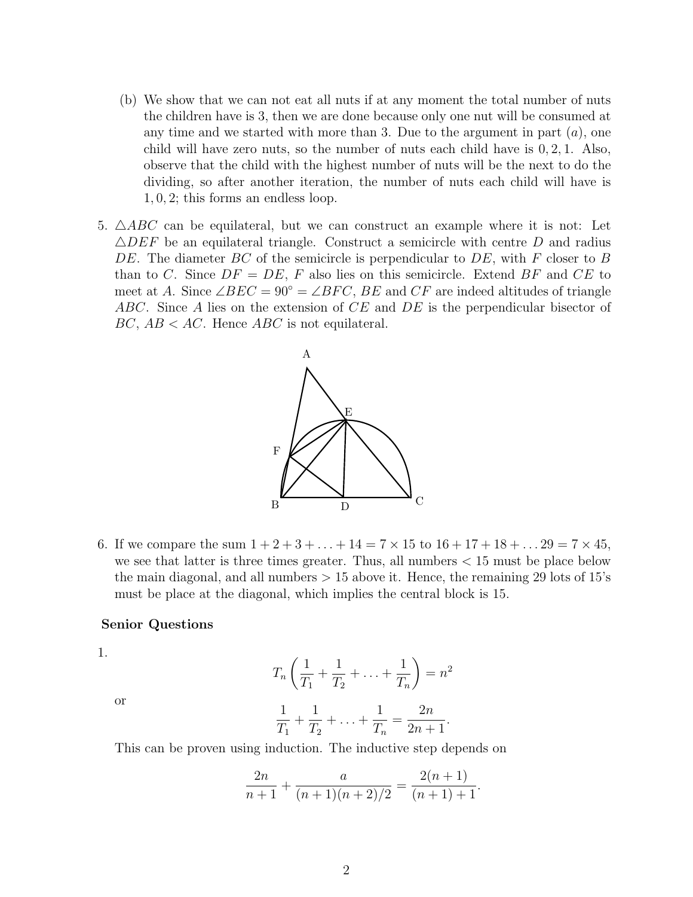(b) We show that we can not eat all nuts if at any moment the total number of nuts the children have is 3, then we are done because only one nut will be consumed at any time and we started with more than 3. Due to the argument in part $(a)$, one child will have zero nuts, so the number of nuts each child have is $0, 2, 1$. Also, observe that the child with the highest number of nuts will be the next to do the dividing, so after another iteration, the number of nuts each child will have is $1, 0, 2$; this forms an endless loop.

5. $\triangle ABC$ can be equilateral, but we can construct an example where it is not: Let $\triangle DEF$ be an equilateral triangle. Construct a semicircle with centre $D$ and radius $DE$. The diameter $BC$ of the semicircle is perpendicular to $DE$, with $F$ closer to $B$ than to $C$. Since $DF = DE$, $F$ also lies on this semicircle. Extend $BF$ and $CE$ to meet at $A$. Since $\angle BEC = 90^\circ = \angle BFC$, $BE$ and $CF$ are indeed altitudes of triangle $ABC$. Since $A$ lies on the extension of $CE$ and $DE$ is the perpendicular bisector of $BC$, $AB < AC$. Hence $ABC$ is not equilateral.

6. If we compare the sum $1 + 2 + 3 + \ldots + 14 = 7 \times 15$ to $16 + 17 + 18 + \ldots 29 = 7 \times 45$, we see that latter is three times greater. Thus, all numbers $< 15$ must be place below the main diagonal, and all numbers $> 15$ above it. Hence, the remaining 29 lots of 15's must be place at the diagonal, which implies the central block is 15.

**Senior Questions**

1.
$$T_n\left(\frac{1}{T_1} + \frac{1}{T_2} + \ldots + \frac{1}{T_n}\right) = n^2$$

or

$$\frac{1}{T_1} + \frac{1}{T_2} + \ldots + \frac{1}{T_n} = \frac{2n}{2n+1}.$$

This can be proven using induction. The inductive step depends on

$$\frac{2n}{n+1} + \frac{a}{(n+1)(n+2)/2} = \frac{2(n+1)}{(n+1)+1}.$$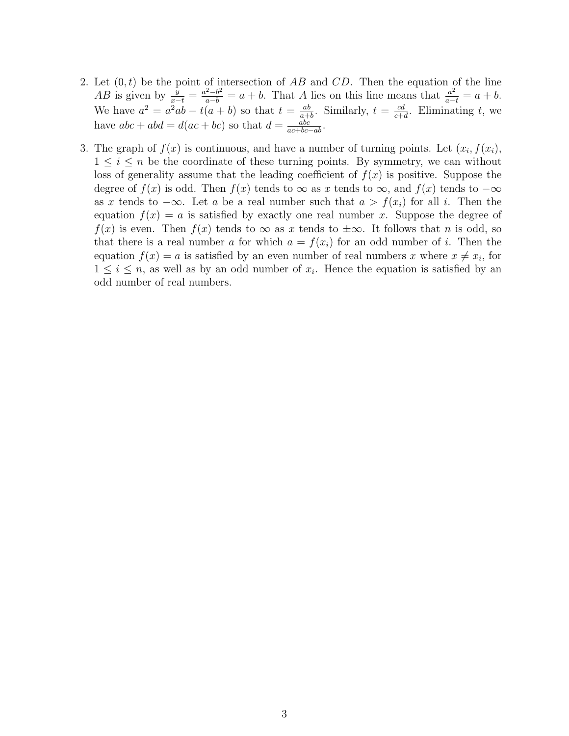2. Let $(0,t)$ be the point of intersection of $AB$ and $CD$. Then the equation of the line $AB$ is given by $\frac{y}{x-t} = \frac{a^2-b^2}{a-b} = a+b$. That $A$ lies on this line means that $\frac{a^2}{a-t} = a+b$. We have $a^2 = a^2ab - t(a+b)$ so that $t = \frac{ab}{a+b}$. Similarly, $t = \frac{cd}{c+d}$. Eliminating $t$, we have $abc + abd = d(ac+bc)$ so that $d = \frac{abc}{ac+bc-ab}$.

3. The graph of $f(x)$ is continuous, and have a number of turning points. Let $(x_i, f(x_i)$, $1 \le i \le n$ be the coordinate of these turning points. By symmetry, we can without loss of generality assume that the leading coefficient of $f(x)$ is positive. Suppose the degree of $f(x)$ is odd. Then $f(x)$ tends to $\infty$ as $x$ tends to $\infty$, and $f(x)$ tends to $-\infty$ as $x$ tends to $-\infty$. Let $a$ be a real number such that $a > f(x_i)$ for all $i$. Then the equation $f(x) = a$ is satisfied by exactly one real number $x$. Suppose the degree of $f(x)$ is even. Then $f(x)$ tends to $\infty$ as $x$ tends to $\pm\infty$. It follows that $n$ is odd, so that there is a real number $a$ for which $a = f(x_i)$ for an odd number of $i$. Then the equation $f(x) = a$ is satisfied by an even number of real numbers $x$ where $x \ne x_i$, for $1 \le i \le n$, as well as by an odd number of $x_i$. Hence the equation is satisfied by an odd number of real numbers.